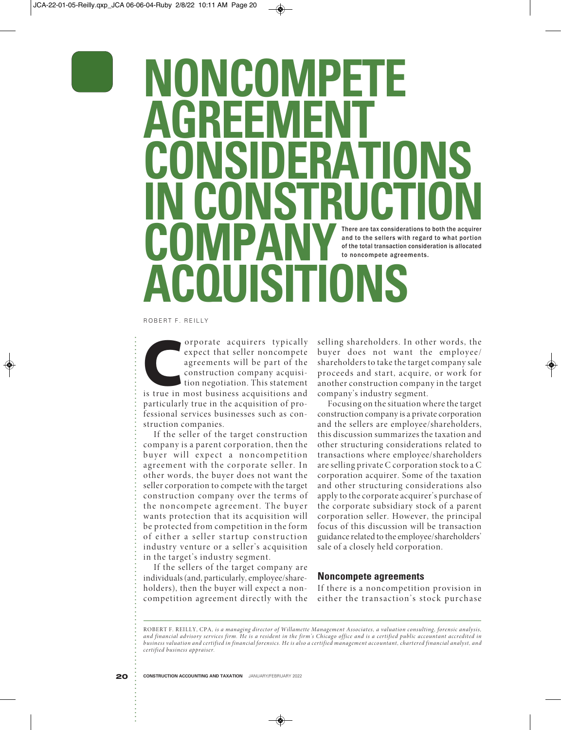# NONCOMPETE AGREEMENT CONSIDERATIONS IN CONSTRUCTION COMPANY ACQUISITIONS

There are tax considerations to both the acquirer and to the sellers with regard to what portion of the total transaction consideration is allocated to noncompete agreements.

ROBERT F. REILLY

Corporate acquirers typically expect that seller noncompete agreements will be part of the construction company acquisition negotiation. This statement is true in most business acquisitions and particularly true in the acquisition of professional services businesses such as construction companies.

If the seller of the target construction company is a parent corporation, then the buyer will expect a noncompetition agreement with the corporate seller. In other words, the buyer does not want the seller corporation to compete with the target construction company over the terms of the noncompete agreement. The buyer wants protection that its acquisition will be protected from competition in the form of either a seller startup construction industry venture or a seller's acquisition in the target's industry segment.

If the sellers of the target company are individuals (and, particularly, employee/shareholders), then the buyer will expect a noncompetition agreement directly with the selling shareholders. In other words, the buyer does not want the employee/shareholders to take the target company sale proceeds and start, acquire, or work for another construction company in the target company's industry segment.

Focusing on the situation where the target construction company is a private corporation and the sellers are employee/shareholders, this discussion summarizes the taxation and other structuring considerations related to transactions where employee/shareholders are selling private C corporation stock to a C corporation acquirer. Some of the taxation and other structuring considerations also apply to the corporate acquirer's purchase of the corporate subsidiary stock of a parent corporation seller. However, the principal focus of this discussion will be transaction guidance related to the employee/shareholders' sale of a closely held corporation.

## Noncompete agreements

If there is a noncompetition provision in either the transaction's stock purchase

---

ROBERT F. REILLY, CPA, *is a managing director of Willamette Management Associates, a valuation consulting, forensic analysis, and financial advisory services firm. He is a resident in the firm's Chicago office and is a certified public accountant accredited in business valuation and certified in financial forensics. He is also a certified management accountant, chartered financial analyst, and certified business appraiser.*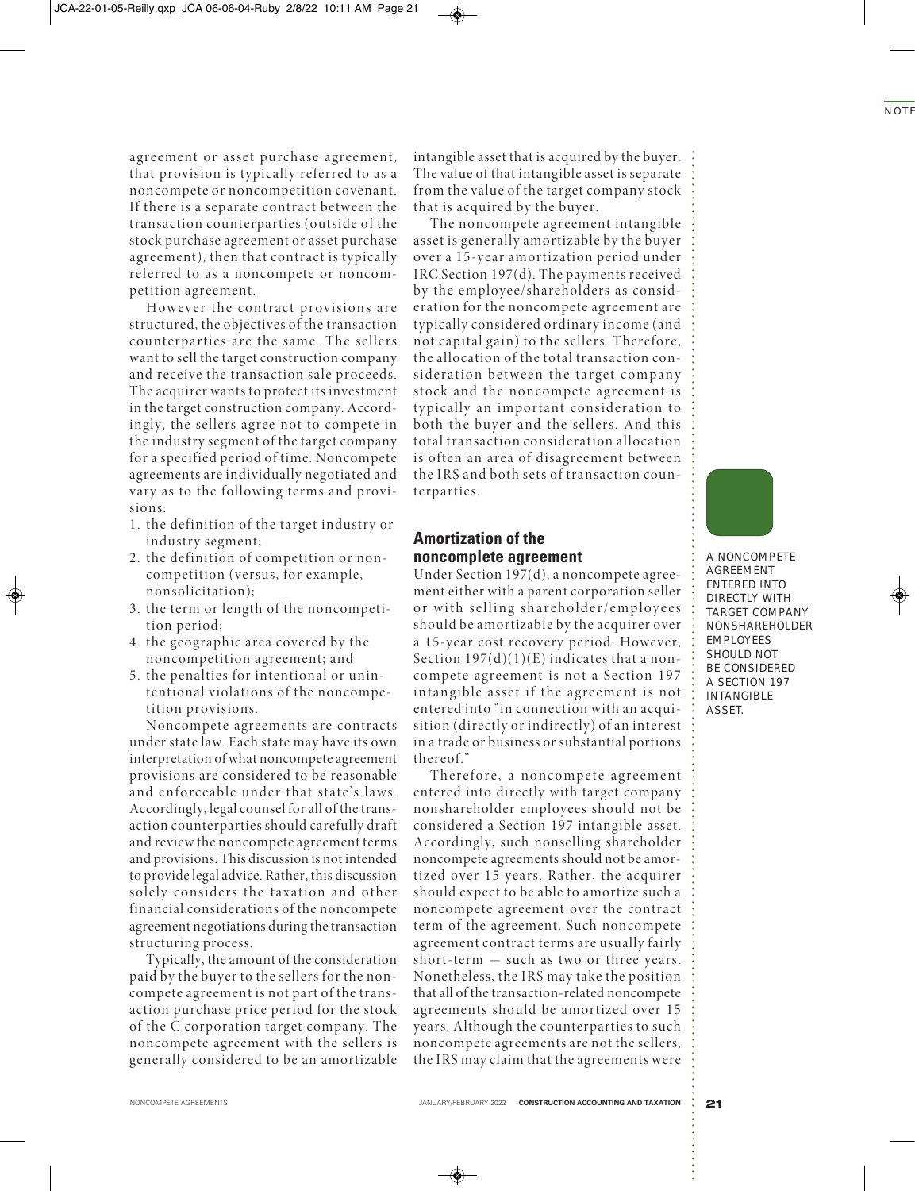agreement or asset purchase agreement, that provision is typically referred to as a noncompete or noncompetition covenant. If there is a separate contract between the transaction counterparties (outside of the stock purchase agreement or asset purchase agreement), then that contract is typically referred to as a noncompete or noncompetition agreement.

However the contract provisions are structured, the objectives of the transaction counterparties are the same. The sellers want to sell the target construction company and receive the transaction sale proceeds. The acquirer wants to protect its investment in the target construction company. Accordingly, the sellers agree not to compete in the industry segment of the target company for a specified period of time. Noncompete agreements are individually negotiated and vary as to the following terms and provisions:

1. the definition of the target industry or industry segment;
2. the definition of competition or noncompetition (versus, for example, nonsolicitation);
3. the term or length of the noncompetition period;
4. the geographic area covered by the noncompetition agreement; and
5. the penalties for intentional or unintentional violations of the noncompetition provisions.

Noncompete agreements are contracts under state law. Each state may have its own interpretation of what noncompete agreement provisions are considered to be reasonable and enforceable under that state's laws. Accordingly, legal counsel for all of the transaction counterparties should carefully draft and review the noncompete agreement terms and provisions. This discussion is not intended to provide legal advice. Rather, this discussion solely considers the taxation and other financial considerations of the noncompete agreement negotiations during the transaction structuring process.

Typically, the amount of the consideration paid by the buyer to the sellers for the noncompete agreement is not part of the transaction purchase price period for the stock of the C corporation target company. The noncompete agreement with the sellers is generally considered to be an amortizable intangible asset that is acquired by the buyer. The value of that intangible asset is separate from the value of the target company stock that is acquired by the buyer.

The noncompete agreement intangible asset is generally amortizable by the buyer over a 15-year amortization period under IRC Section 197(d). The payments received by the employee/shareholders as consideration for the noncompete agreement are typically considered ordinary income (and not capital gain) to the sellers. Therefore, the allocation of the total transaction consideration between the target company stock and the noncompete agreement is typically an important consideration to both the buyer and the sellers. And this total transaction consideration allocation is often an area of disagreement between the IRS and both sets of transaction counterparties.

## Amortization of the noncomplete agreement

Under Section 197(d), a noncompete agreement either with a parent corporation seller or with selling shareholder/employees should be amortizable by the acquirer over a 15-year cost recovery period. However, Section 197(d)(1)(E) indicates that a noncompete agreement is not a Section 197 intangible asset if the agreement is not entered into "in connection with an acquisition (directly or indirectly) of an interest in a trade or business or substantial portions thereof."

Therefore, a noncompete agreement entered into directly with target company nonshareholder employees should not be considered a Section 197 intangible asset. Accordingly, such nonselling shareholder noncompete agreements should not be amortized over 15 years. Rather, the acquirer should expect to be able to amortize such a noncompete agreement over the contract term of the agreement. Such noncompete agreement contract terms are usually fairly short-term — such as two or three years. Nonetheless, the IRS may take the position that all of the transaction-related noncompete agreements should be amortized over 15 years. Although the counterparties to such noncompete agreements are not the sellers, the IRS may claim that the agreements were

A NONCOMPETE AGREEMENT ENTERED INTO DIRECTLY WITH TARGET COMPANY NONSHAREHOLDER EMPLOYEES SHOULD NOT BE CONSIDERED A SECTION 197 INTANGIBLE ASSET.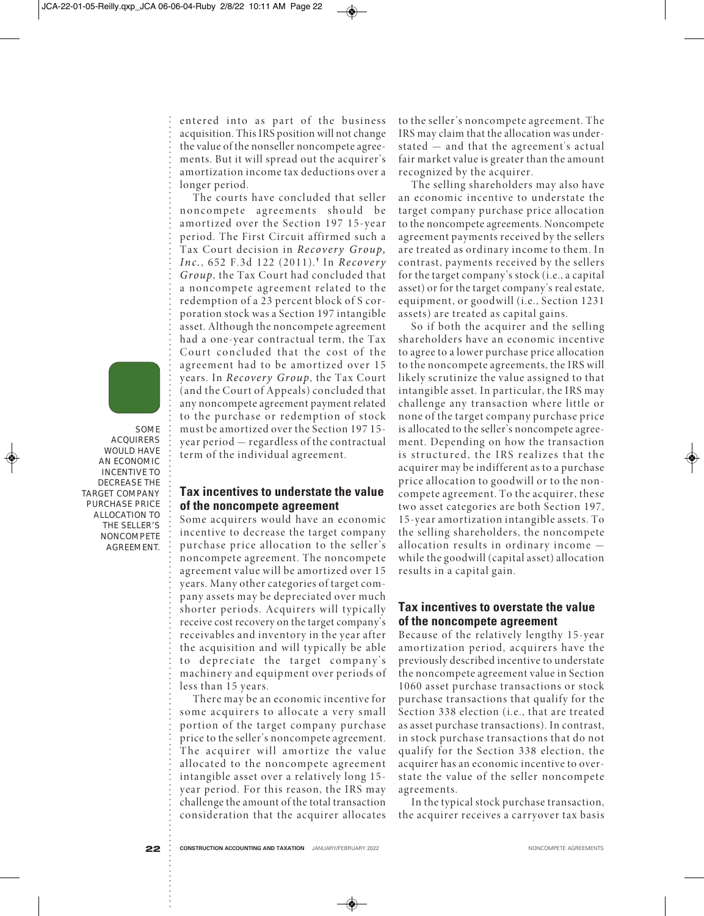entered into as part of the business acquisition. This IRS position will not change the value of the nonseller noncompete agreements. But it will spread out the acquirer's amortization income tax deductions over a longer period.

The courts have concluded that seller noncompete agreements should be amortized over the Section 197 15-year period. The First Circuit affirmed such a Tax Court decision in *Recovery Group, Inc.*, 652 F.3d 122 (2011).[1] In *Recovery Group*, the Tax Court had concluded that a noncompete agreement related to the redemption of a 23 percent block of S corporation stock was a Section 197 intangible asset. Although the noncompete agreement had a one-year contractual term, the Tax Court concluded that the cost of the agreement had to be amortized over 15 years. In *Recovery Group*, the Tax Court (and the Court of Appeals) concluded that any noncompete agreement payment related to the purchase or redemption of stock must be amortized over the Section 197 15-year period — regardless of the contractual term of the individual agreement.

SOME ACQUIRERS WOULD HAVE AN ECONOMIC INCENTIVE TO DECREASE THE TARGET COMPANY PURCHASE PRICE ALLOCATION TO THE SELLER'S NONCOMPETE AGREEMENT.

## Tax incentives to understate the value of the noncompete agreement

Some acquirers would have an economic incentive to decrease the target company purchase price allocation to the seller's noncompete agreement. The noncompete agreement value will be amortized over 15 years. Many other categories of target company assets may be depreciated over much shorter periods. Acquirers will typically receive cost recovery on the target company's receivables and inventory in the year after the acquisition and will typically be able to depreciate the target company's machinery and equipment over periods of less than 15 years.

There may be an economic incentive for some acquirers to allocate a very small portion of the target company purchase price to the seller's noncompete agreement. The acquirer will amortize the value allocated to the noncompete agreement intangible asset over a relatively long 15-year period. For this reason, the IRS may challenge the amount of the total transaction consideration that the acquirer allocates to the seller's noncompete agreement. The IRS may claim that the allocation was understated — and that the agreement's actual fair market value is greater than the amount recognized by the acquirer.

The selling shareholders may also have an economic incentive to understate the target company purchase price allocation to the noncompete agreements. Noncompete agreement payments received by the sellers are treated as ordinary income to them. In contrast, payments received by the sellers for the target company's stock (i.e., a capital asset) or for the target company's real estate, equipment, or goodwill (i.e., Section 1231 assets) are treated as capital gains.

So if both the acquirer and the selling shareholders have an economic incentive to agree to a lower purchase price allocation to the noncompete agreements, the IRS will likely scrutinize the value assigned to that intangible asset. In particular, the IRS may challenge any transaction where little or none of the target company purchase price is allocated to the seller's noncompete agreement. Depending on how the transaction is structured, the IRS realizes that the acquirer may be indifferent as to a purchase price allocation to goodwill or to the noncompete agreement. To the acquirer, these two asset categories are both Section 197, 15-year amortization intangible assets. To the selling shareholders, the noncompete allocation results in ordinary income — while the goodwill (capital asset) allocation results in a capital gain.

## Tax incentives to overstate the value of the noncompete agreement

Because of the relatively lengthy 15-year amortization period, acquirers have the previously described incentive to understate the noncompete agreement value in Section 1060 asset purchase transactions or stock purchase transactions that qualify for the Section 338 election (i.e., that are treated as asset purchase transactions). In contrast, in stock purchase transactions that do not qualify for the Section 338 election, the acquirer has an economic incentive to overstate the value of the seller noncompete agreements.

In the typical stock purchase transaction, the acquirer receives a carryover tax basis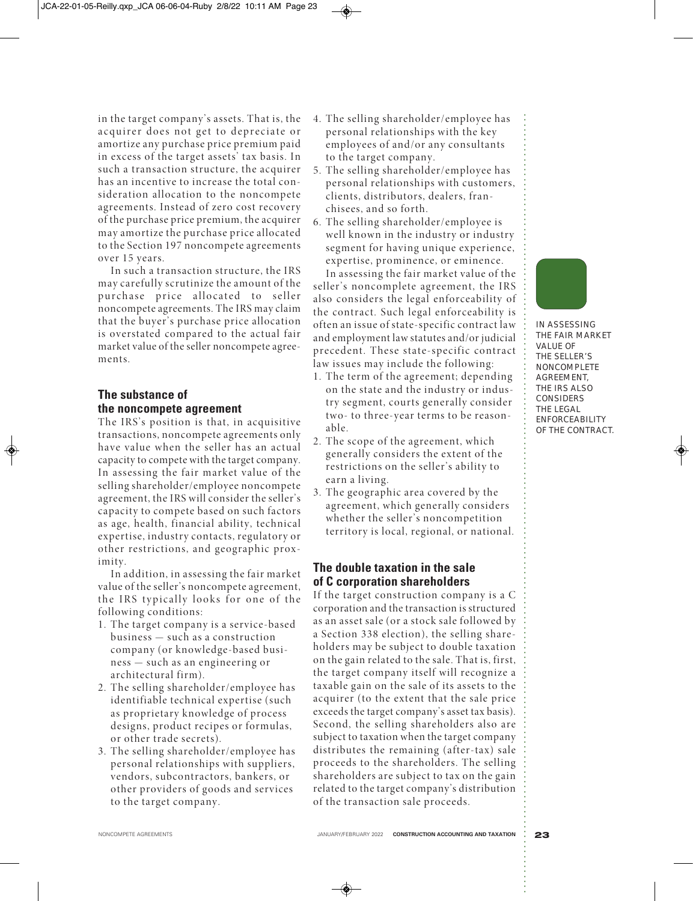in the target company's assets. That is, the acquirer does not get to depreciate or amortize any purchase price premium paid in excess of the target assets' tax basis. In such a transaction structure, the acquirer has an incentive to increase the total consideration allocation to the noncompete agreements. Instead of zero cost recovery of the purchase price premium, the acquirer may amortize the purchase price allocated to the Section 197 noncompete agreements over 15 years.

In such a transaction structure, the IRS may carefully scrutinize the amount of the purchase price allocated to seller noncompete agreements. The IRS may claim that the buyer's purchase price allocation is overstated compared to the actual fair market value of the seller noncompete agreements.

## The substance of the noncompete agreement

The IRS's position is that, in acquisitive transactions, noncompete agreements only have value when the seller has an actual capacity to compete with the target company. In assessing the fair market value of the selling shareholder/employee noncompete agreement, the IRS will consider the seller's capacity to compete based on such factors as age, health, financial ability, technical expertise, industry contacts, regulatory or other restrictions, and geographic proximity.

In addition, in assessing the fair market value of the seller's noncompete agreement, the IRS typically looks for one of the following conditions:

1. The target company is a service-based business — such as a construction company (or knowledge-based business — such as an engineering or architectural firm).
2. The selling shareholder/employee has identifiable technical expertise (such as proprietary knowledge of process designs, product recipes or formulas, or other trade secrets).
3. The selling shareholder/employee has personal relationships with suppliers, vendors, subcontractors, bankers, or other providers of goods and services to the target company.
4. The selling shareholder/employee has personal relationships with the key employees of and/or any consultants to the target company.
5. The selling shareholder/employee has personal relationships with customers, clients, distributors, dealers, franchisees, and so forth.
6. The selling shareholder/employee is well known in the industry or industry segment for having unique experience, expertise, prominence, or eminence.

In assessing the fair market value of the seller's noncomplete agreement, the IRS also considers the legal enforceability of the contract. Such legal enforceability is often an issue of state-specific contract law and employment law statutes and/or judicial precedent. These state-specific contract law issues may include the following:

1. The term of the agreement; depending on the state and the industry or industry segment, courts generally consider two- to three-year terms to be reasonable.
2. The scope of the agreement, which generally considers the extent of the restrictions on the seller's ability to earn a living.
3. The geographic area covered by the agreement, which generally considers whether the seller's noncompetition territory is local, regional, or national.

IN ASSESSING THE FAIR MARKET VALUE OF THE SELLER'S NONCOMPLETE AGREEMENT, THE IRS ALSO CONSIDERS THE LEGAL ENFORCEABILITY OF THE CONTRACT.

## The double taxation in the sale of C corporation shareholders

If the target construction company is a C corporation and the transaction is structured as an asset sale (or a stock sale followed by a Section 338 election), the selling shareholders may be subject to double taxation on the gain related to the sale. That is, first, the target company itself will recognize a taxable gain on the sale of its assets to the acquirer (to the extent that the sale price exceeds the target company's asset tax basis). Second, the selling shareholders also are subject to taxation when the target company distributes the remaining (after-tax) sale proceeds to the shareholders. The selling shareholders are subject to tax on the gain related to the target company's distribution of the transaction sale proceeds.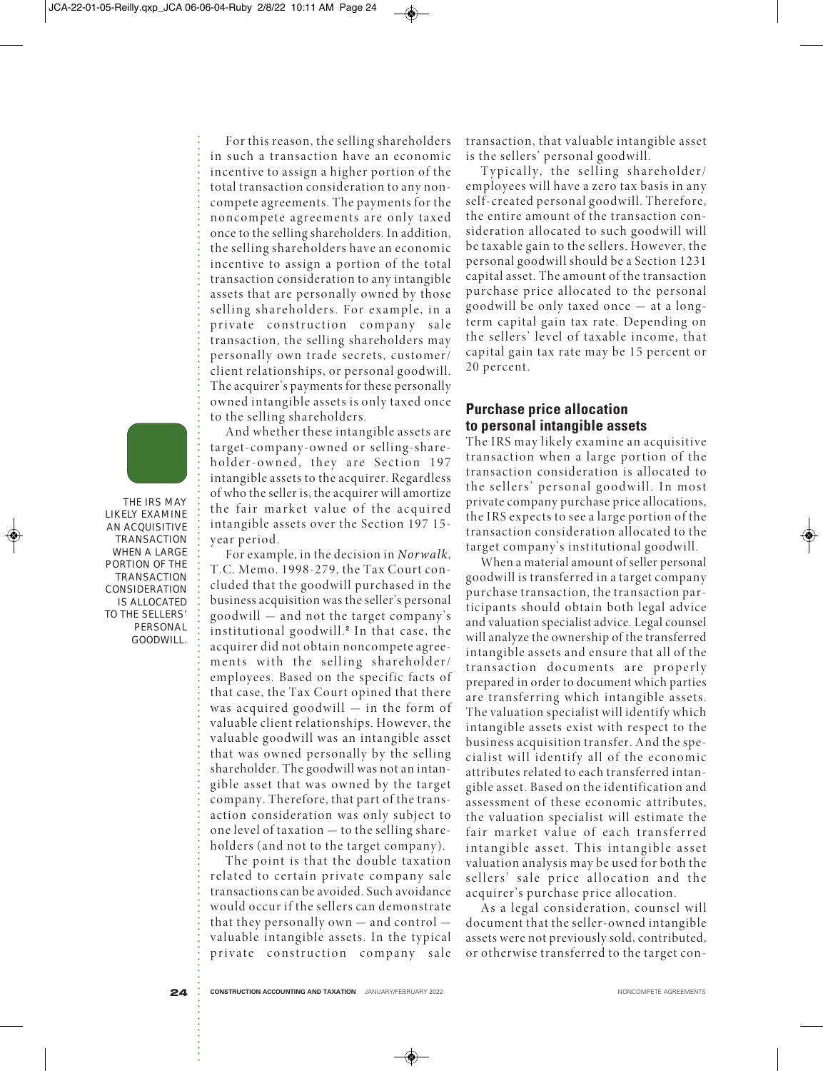For this reason, the selling shareholders in such a transaction have an economic incentive to assign a higher portion of the total transaction consideration to any noncompete agreements. The payments for the noncompete agreements are only taxed once to the selling shareholders. In addition, the selling shareholders have an economic incentive to assign a portion of the total transaction consideration to any intangible assets that are personally owned by those selling shareholders. For example, in a private construction company sale transaction, the selling shareholders may personally own trade secrets, customer/client relationships, or personal goodwill. The acquirer's payments for these personally owned intangible assets is only taxed once to the selling shareholders.

And whether these intangible assets are target-company-owned or selling-shareholder-owned, they are Section 197 intangible assets to the acquirer. Regardless of who the seller is, the acquirer will amortize the fair market value of the acquired intangible assets over the Section 197 15-year period.

For example, in the decision in *Norwalk*, T.C. Memo. 1998-279, the Tax Court concluded that the goodwill purchased in the business acquisition was the seller's personal goodwill — and not the target company's institutional goodwill.[2] In that case, the acquirer did not obtain noncompete agreements with the selling shareholder/employees. Based on the specific facts of that case, the Tax Court opined that there was acquired goodwill — in the form of valuable client relationships. However, the valuable goodwill was an intangible asset that was owned personally by the selling shareholder. The goodwill was not an intangible asset that was owned by the target company. Therefore, that part of the transaction consideration was only subject to one level of taxation — to the selling shareholders (and not to the target company).

The point is that the double taxation related to certain private company sale transactions can be avoided. Such avoidance would occur if the sellers can demonstrate that they personally own — and control — valuable intangible assets. In the typical private construction company sale transaction, that valuable intangible asset is the sellers' personal goodwill.

Typically, the selling shareholder/employees will have a zero tax basis in any self-created personal goodwill. Therefore, the entire amount of the transaction consideration allocated to such goodwill will be taxable gain to the sellers. However, the personal goodwill should be a Section 1231 capital asset. The amount of the transaction purchase price allocated to the personal goodwill will be only taxed once — at a long-term capital gain tax rate. Depending on the sellers' level of taxable income, that capital gain tax rate may be 15 percent or 20 percent.

THE IRS MAY LIKELY EXAMINE AN ACQUISITIVE TRANSACTION WHEN A LARGE PORTION OF THE TRANSACTION CONSIDERATION IS ALLOCATED TO THE SELLERS' PERSONAL GOODWILL.

## Purchase price allocation to personal intangible assets

The IRS may likely examine an acquisitive transaction when a large portion of the transaction consideration is allocated to the sellers' personal goodwill. In most private company purchase price allocations, the IRS expects to see a large portion of the transaction consideration allocated to the target company's institutional goodwill.

When a material amount of seller personal goodwill is transferred in a target company purchase transaction, the transaction participants should obtain both legal advice and valuation specialist advice. Legal counsel will analyze the ownership of the transferred intangible assets and ensure that all of the transaction documents are properly prepared in order to document which parties are transferring which intangible assets. The valuation specialist will identify which intangible assets exist with respect to the business acquisition transfer. And the specialist will identify all of the economic attributes related to each transferred intangible asset. Based on the identification and assessment of these economic attributes, the valuation specialist will estimate the fair market value of each transferred intangible asset. This intangible asset valuation analysis may be used for both the sellers' sale price allocation and the acquirer's purchase price allocation.

As a legal consideration, counsel will document that the seller-owned intangible assets were not previously sold, contributed, or otherwise transferred to the target con-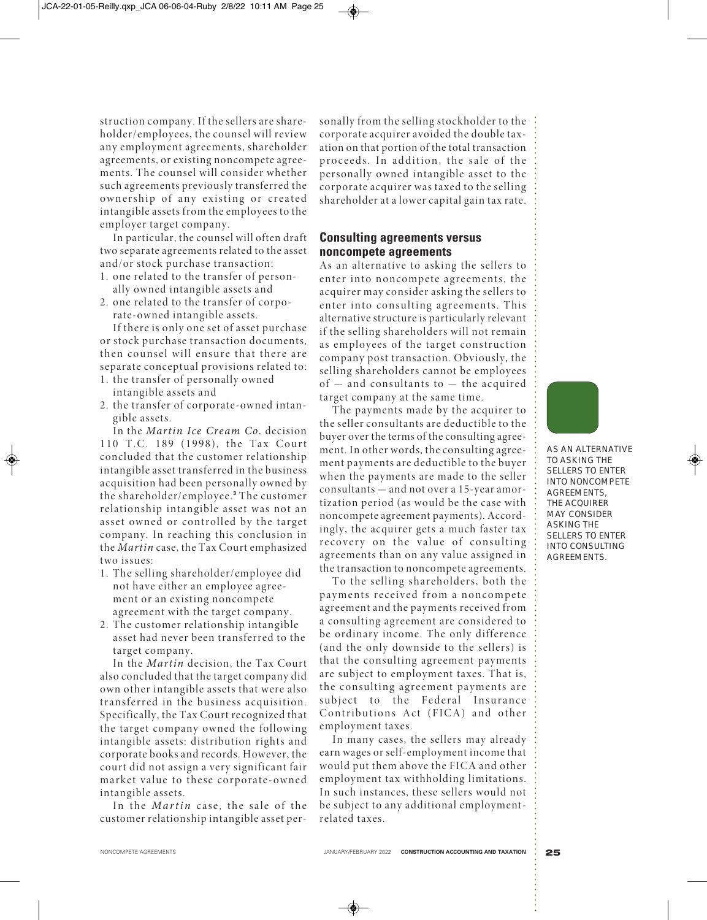struction company. If the sellers are shareholder/employees, the counsel will review any employment agreements, shareholder agreements, or existing noncompete agreements. The counsel will consider whether such agreements previously transferred the ownership of any existing or created intangible assets from the employees to the employer target company.

In particular, the counsel will often draft two separate agreements related to the asset and/or stock purchase transaction:

1. one related to the transfer of personally owned intangible assets and
2. one related to the transfer of corporate-owned intangible assets.

If there is only one set of asset purchase or stock purchase transaction documents, then counsel will ensure that there are separate conceptual provisions related to:

1. the transfer of personally owned intangible assets and
2. the transfer of corporate-owned intangible assets.

In the *Martin Ice Cream Co.* decision 110 T.C. 189 (1998), the Tax Court concluded that the customer relationship intangible asset transferred in the business acquisition had been personally owned by the shareholder/employee.[3] The customer relationship intangible asset was not an asset owned or controlled by the target company. In reaching this conclusion in the *Martin* case, the Tax Court emphasized two issues:

1. The selling shareholder/employee did not have either an employee agreement or an existing noncompete agreement with the target company.
2. The customer relationship intangible asset had never been transferred to the target company.

In the *Martin* decision, the Tax Court also concluded that the target company did own other intangible assets that were also transferred in the business acquisition. Specifically, the Tax Court recognized that the target company owned the following intangible assets: distribution rights and corporate books and records. However, the court did not assign a very significant fair market value to these corporate-owned intangible assets.

In the *Martin* case, the sale of the customer relationship intangible asset personally from the selling stockholder to the corporate acquirer avoided the double taxation on that portion of the total transaction proceeds. In addition, the sale of the personally owned intangible asset to the corporate acquirer was taxed to the selling shareholder at a lower capital gain tax rate.

## Consulting agreements versus noncompete agreements

As an alternative to asking the sellers to enter into noncompete agreements, the acquirer may consider asking the sellers to enter into consulting agreements. This alternative structure is particularly relevant if the selling shareholders will not remain as employees of the target construction company post transaction. Obviously, the selling shareholders cannot be employees of — and consultants to — the acquired target company at the same time.

The payments made by the acquirer to the seller consultants are deductible to the buyer over the terms of the consulting agreement. In other words, the consulting agreement payments are deductible to the buyer when the payments are made to the seller consultants — and not over a 15-year amortization period (as would be the case with noncompete agreement payments). Accordingly, the acquirer gets a much faster tax recovery on the value of consulting agreements than on any value assigned in the transaction to noncompete agreements.

To the selling shareholders, both the payments received from a noncompete agreement and the payments received from a consulting agreement are considered to be ordinary income. The only difference (and the only downside to the sellers) is that the consulting agreement payments are subject to employment taxes. That is, the consulting agreement payments are subject to the Federal Insurance Contributions Act (FICA) and other employment taxes.

In many cases, the sellers may already earn wages or self-employment income that would put them above the FICA and other employment tax withholding limitations. In such instances, these sellers would not be subject to any additional employment-related taxes.

AS AN ALTERNATIVE TO ASKING THE SELLERS TO ENTER INTO NONCOMPETE AGREEMENTS, THE ACQUIRER MAY CONSIDER ASKING THE SELLERS TO ENTER INTO CONSULTING AGREEMENTS.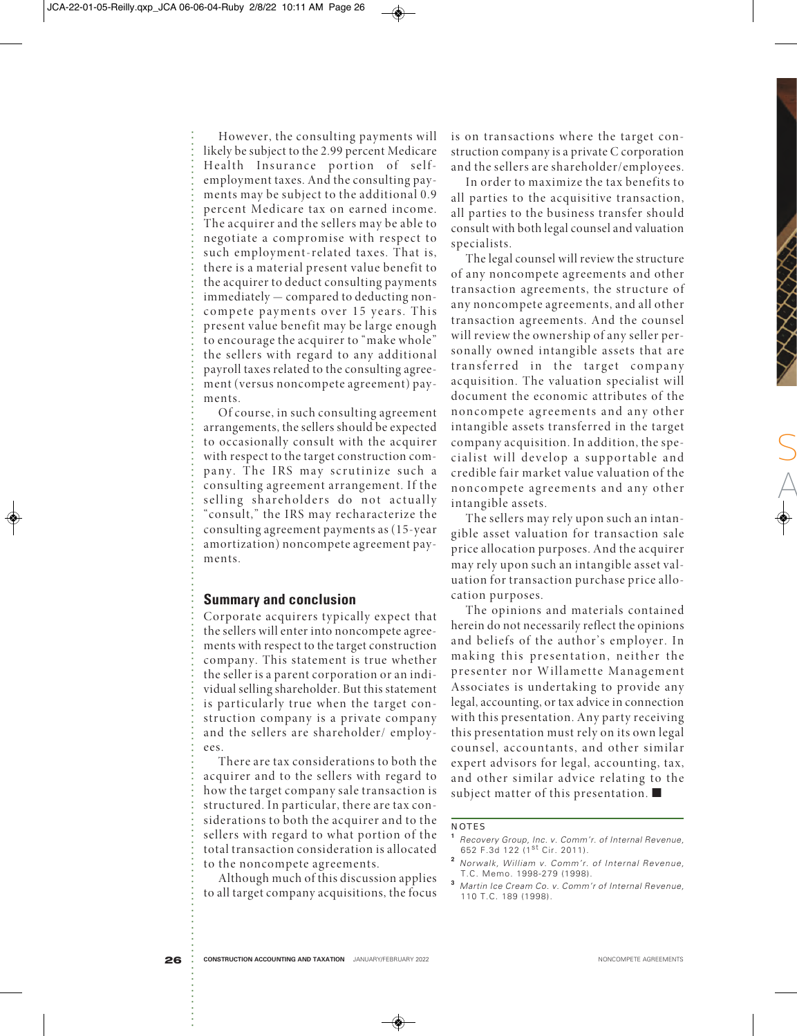However, the consulting payments will likely be subject to the 2.99 percent Medicare Health Insurance portion of self-employment taxes. And the consulting payments may be subject to the additional 0.9 percent Medicare tax on earned income. The acquirer and the sellers may be able to negotiate a compromise with respect to such employment-related taxes. That is, there is a material present value benefit to the acquirer to deduct consulting payments immediately — compared to deducting noncompete payments over 15 years. This present value benefit may be large enough to encourage the acquirer to "make whole" the sellers with regard to any additional payroll taxes related to the consulting agreement (versus noncompete agreement) payments.

Of course, in such consulting agreement arrangements, the sellers should be expected to occasionally consult with the acquirer with respect to the target construction company. The IRS may scrutinize such a consulting agreement arrangement. If the selling shareholders do not actually "consult," the IRS may recharacterize the consulting agreement payments as (15-year amortization) noncompete agreement payments.

## Summary and conclusion

Corporate acquirers typically expect that the sellers will enter into noncompete agreements with respect to the target construction company. This statement is true whether the seller is a parent corporation or an individual selling shareholder. But this statement is particularly true when the target construction company is a private company and the sellers are shareholder/employees.

There are tax considerations to both the acquirer and to the sellers with regard to how the target company sale transaction is structured. In particular, there are tax considerations to both the acquirer and to the sellers with regard to what portion of the total transaction consideration is allocated to the noncompete agreements.

Although much of this discussion applies to all target company acquisitions, the focus is on transactions where the target construction company is a private C corporation and the sellers are shareholder/employees.

In order to maximize the tax benefits to all parties to the acquisitive transaction, all parties to the business transfer should consult with both legal counsel and valuation specialists.

The legal counsel will review the structure of any noncompete agreements and other transaction agreements, the structure of any noncompete agreements, and all other transaction agreements. And the counsel will review the ownership of any seller personally owned intangible assets that are transferred in the target company acquisition. The valuation specialist will document the economic attributes of the noncompete agreements and any other intangible assets transferred in the target company acquisition. In addition, the specialist will develop a supportable and credible fair market value valuation of the noncompete agreements and any other intangible assets.

The sellers may rely upon such an intangible asset valuation for transaction sale price allocation purposes. And the acquirer may rely upon such an intangible asset valuation for transaction purchase price allocation purposes.

The opinions and materials contained herein do not necessarily reflect the opinions and beliefs of the author's employer. In making this presentation, neither the presenter nor Willamette Management Associates is undertaking to provide any legal, accounting, or tax advice in connection with this presentation. Any party receiving this presentation must rely on its own legal counsel, accountants, and other similar expert advisors for legal, accounting, tax, and other similar advice relating to the subject matter of this presentation. ■

### NOTES

1. *Recovery Group, Inc. v. Comm'r. of Internal Revenue*, 652 F.3d 122 (1st Cir. 2011).
2. *Norwalk, William v. Comm'r. of Internal Revenue*, T.C. Memo. 1998-279 (1998).
3. *Martin Ice Cream Co. v. Comm'r of Internal Revenue*, 110 T.C. 189 (1998).